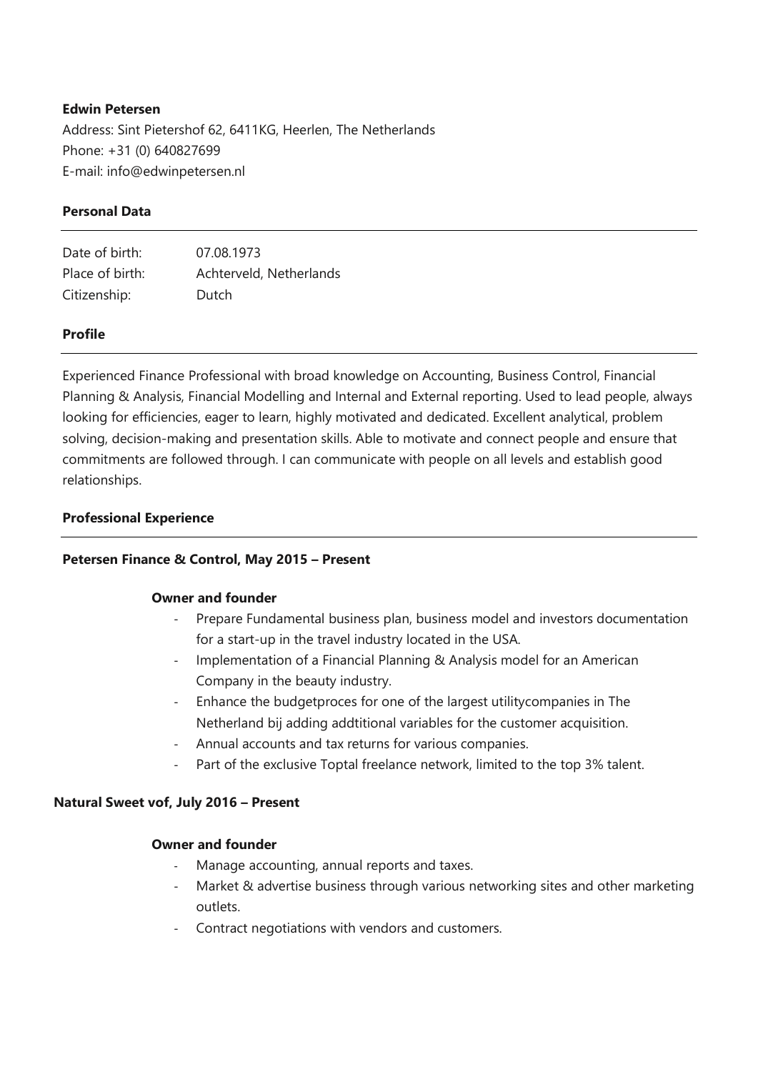**Edwin Petersen**

Address: Sint Pietershof 62, 6411KG, Heerlen, The Netherlands
Phone: +31 (0) 640827699
E-mail: info@edwinpetersen.nl

## Personal Data

| | |
|---|---|
| Date of birth: | 07.08.1973 |
| Place of birth: | Achterveld, Netherlands |
| Citizenship: | Dutch |

## Profile

Experienced Finance Professional with broad knowledge on Accounting, Business Control, Financial Planning & Analysis, Financial Modelling and Internal and External reporting. Used to lead people, always looking for efficiencies, eager to learn, highly motivated and dedicated. Excellent analytical, problem solving, decision-making and presentation skills. Able to motivate and connect people and ensure that commitments are followed through. I can communicate with people on all levels and establish good relationships.

## Professional Experience

### Petersen Finance & Control, May 2015 – Present

**Owner and founder**

- Prepare Fundamental business plan, business model and investors documentation for a start-up in the travel industry located in the USA.
- Implementation of a Financial Planning & Analysis model for an American Company in the beauty industry.
- Enhance the budgetproces for one of the largest utilitycompanies in The Netherland bij adding addtitional variables for the customer acquisition.
- Annual accounts and tax returns for various companies.
- Part of the exclusive Toptal freelance network, limited to the top 3% talent.

### Natural Sweet vof, July 2016 – Present

**Owner and founder**

- Manage accounting, annual reports and taxes.
- Market & advertise business through various networking sites and other marketing outlets.
- Contract negotiations with vendors and customers.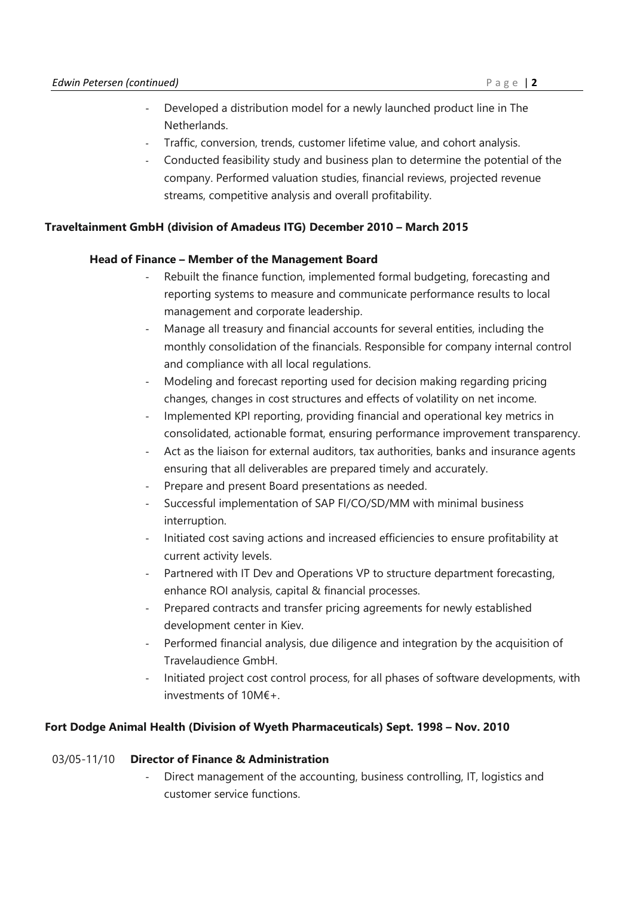- Developed a distribution model for a newly launched product line in The Netherlands.
- Traffic, conversion, trends, customer lifetime value, and cohort analysis.
- Conducted feasibility study and business plan to determine the potential of the company. Performed valuation studies, financial reviews, projected revenue streams, competitive analysis and overall profitability.

**Traveltainment GmbH (division of Amadeus ITG) December 2010 – March 2015**

**Head of Finance – Member of the Management Board**

- Rebuilt the finance function, implemented formal budgeting, forecasting and reporting systems to measure and communicate performance results to local management and corporate leadership.
- Manage all treasury and financial accounts for several entities, including the monthly consolidation of the financials. Responsible for company internal control and compliance with all local regulations.
- Modeling and forecast reporting used for decision making regarding pricing changes, changes in cost structures and effects of volatility on net income.
- Implemented KPI reporting, providing financial and operational key metrics in consolidated, actionable format, ensuring performance improvement transparency.
- Act as the liaison for external auditors, tax authorities, banks and insurance agents ensuring that all deliverables are prepared timely and accurately.
- Prepare and present Board presentations as needed.
- Successful implementation of SAP FI/CO/SD/MM with minimal business interruption.
- Initiated cost saving actions and increased efficiencies to ensure profitability at current activity levels.
- Partnered with IT Dev and Operations VP to structure department forecasting, enhance ROI analysis, capital & financial processes.
- Prepared contracts and transfer pricing agreements for newly established development center in Kiev.
- Performed financial analysis, due diligence and integration by the acquisition of Travelaudience GmbH.
- Initiated project cost control process, for all phases of software developments, with investments of 10M€+.

**Fort Dodge Animal Health (Division of Wyeth Pharmaceuticals) Sept. 1998 – Nov. 2010**

03/05-11/10 **Director of Finance & Administration**

- Direct management of the accounting, business controlling, IT, logistics and customer service functions.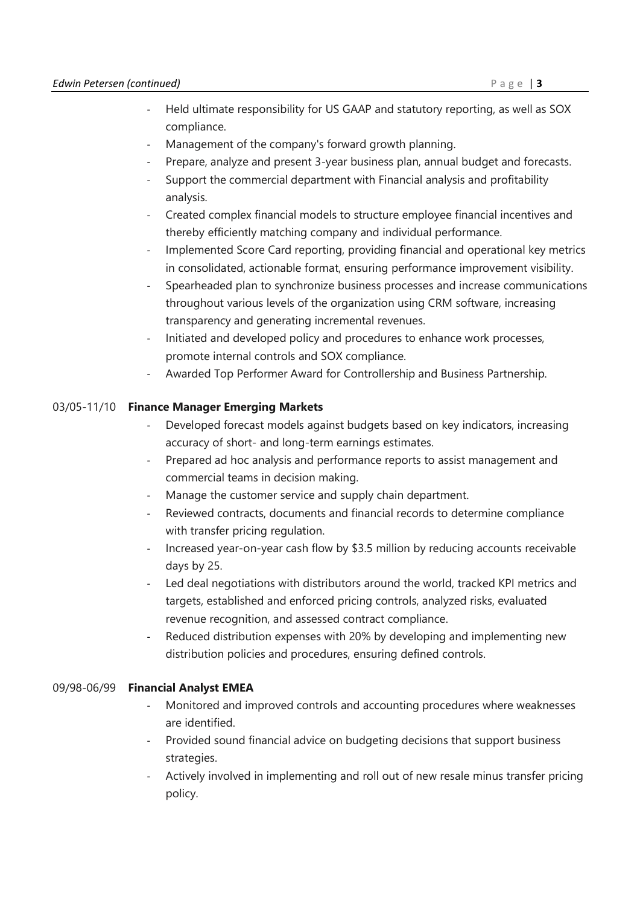- Held ultimate responsibility for US GAAP and statutory reporting, as well as SOX compliance.
- Management of the company's forward growth planning.
- Prepare, analyze and present 3-year business plan, annual budget and forecasts.
- Support the commercial department with Financial analysis and profitability analysis.
- Created complex financial models to structure employee financial incentives and thereby efficiently matching company and individual performance.
- Implemented Score Card reporting, providing financial and operational key metrics in consolidated, actionable format, ensuring performance improvement visibility.
- Spearheaded plan to synchronize business processes and increase communications throughout various levels of the organization using CRM software, increasing transparency and generating incremental revenues.
- Initiated and developed policy and procedures to enhance work processes, promote internal controls and SOX compliance.
- Awarded Top Performer Award for Controllership and Business Partnership.

03/05-11/10 **Finance Manager Emerging Markets**

- Developed forecast models against budgets based on key indicators, increasing accuracy of short- and long-term earnings estimates.
- Prepared ad hoc analysis and performance reports to assist management and commercial teams in decision making.
- Manage the customer service and supply chain department.
- Reviewed contracts, documents and financial records to determine compliance with transfer pricing regulation.
- Increased year-on-year cash flow by $3.5 million by reducing accounts receivable days by 25.
- Led deal negotiations with distributors around the world, tracked KPI metrics and targets, established and enforced pricing controls, analyzed risks, evaluated revenue recognition, and assessed contract compliance.
- Reduced distribution expenses with 20% by developing and implementing new distribution policies and procedures, ensuring defined controls.

09/98-06/99 **Financial Analyst EMEA**

- Monitored and improved controls and accounting procedures where weaknesses are identified.
- Provided sound financial advice on budgeting decisions that support business strategies.
- Actively involved in implementing and roll out of new resale minus transfer pricing policy.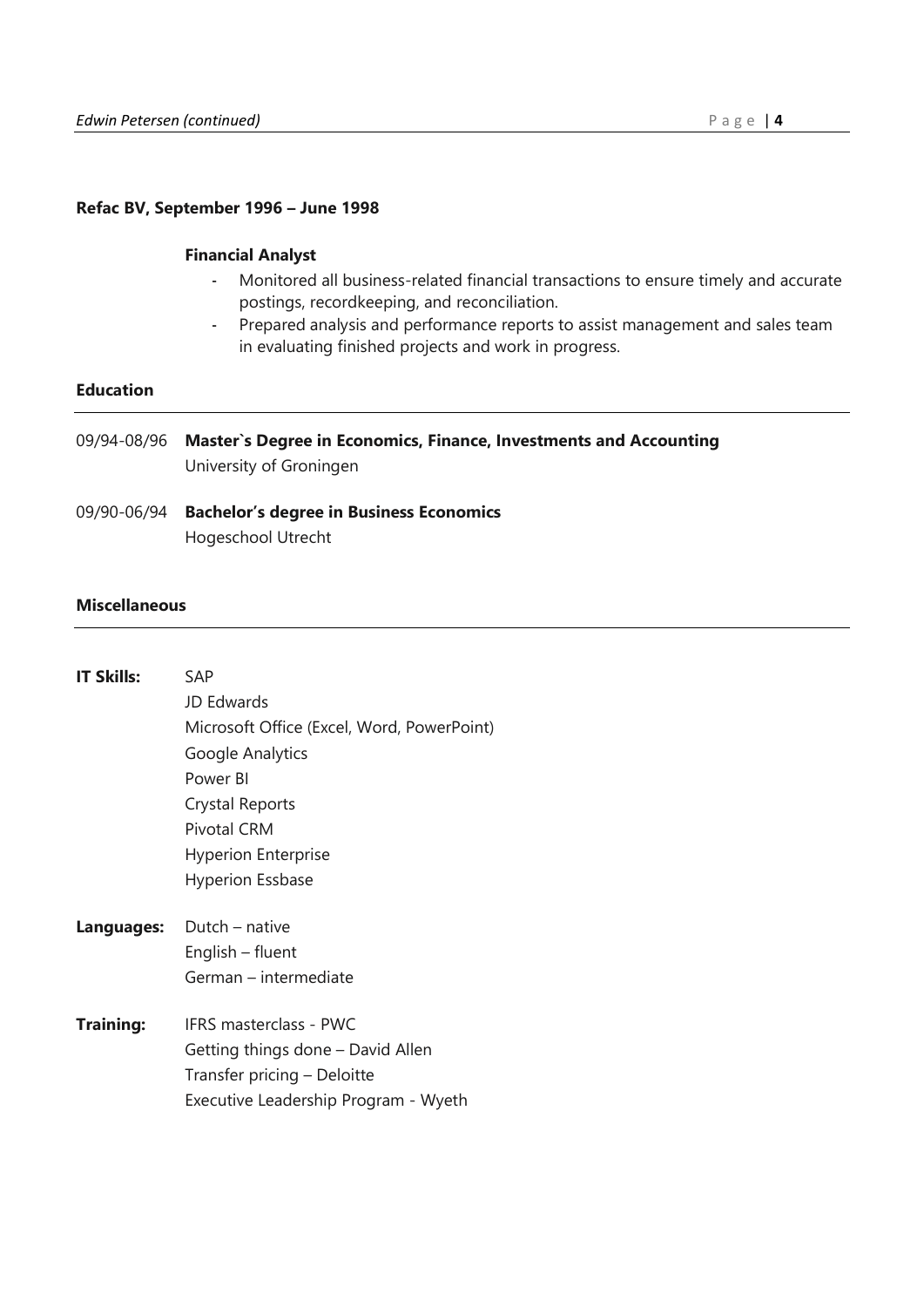**Refac BV, September 1996 – June 1998**

**Financial Analyst**

- Monitored all business-related financial transactions to ensure timely and accurate postings, recordkeeping, and reconciliation.
- Prepared analysis and performance reports to assist management and sales team in evaluating finished projects and work in progress.

## Education

09/94-08/96 **Master`s Degree in Economics, Finance, Investments and Accounting**
University of Groningen

09/90-06/94 **Bachelor's degree in Business Economics**
Hogeschool Utrecht

## Miscellaneous

**IT Skills:**
SAP
JD Edwards
Microsoft Office (Excel, Word, PowerPoint)
Google Analytics
Power BI
Crystal Reports
Pivotal CRM
Hyperion Enterprise
Hyperion Essbase

**Languages:**
Dutch – native
English – fluent
German – intermediate

**Training:**
IFRS masterclass - PWC
Getting things done – David Allen
Transfer pricing – Deloitte
Executive Leadership Program - Wyeth